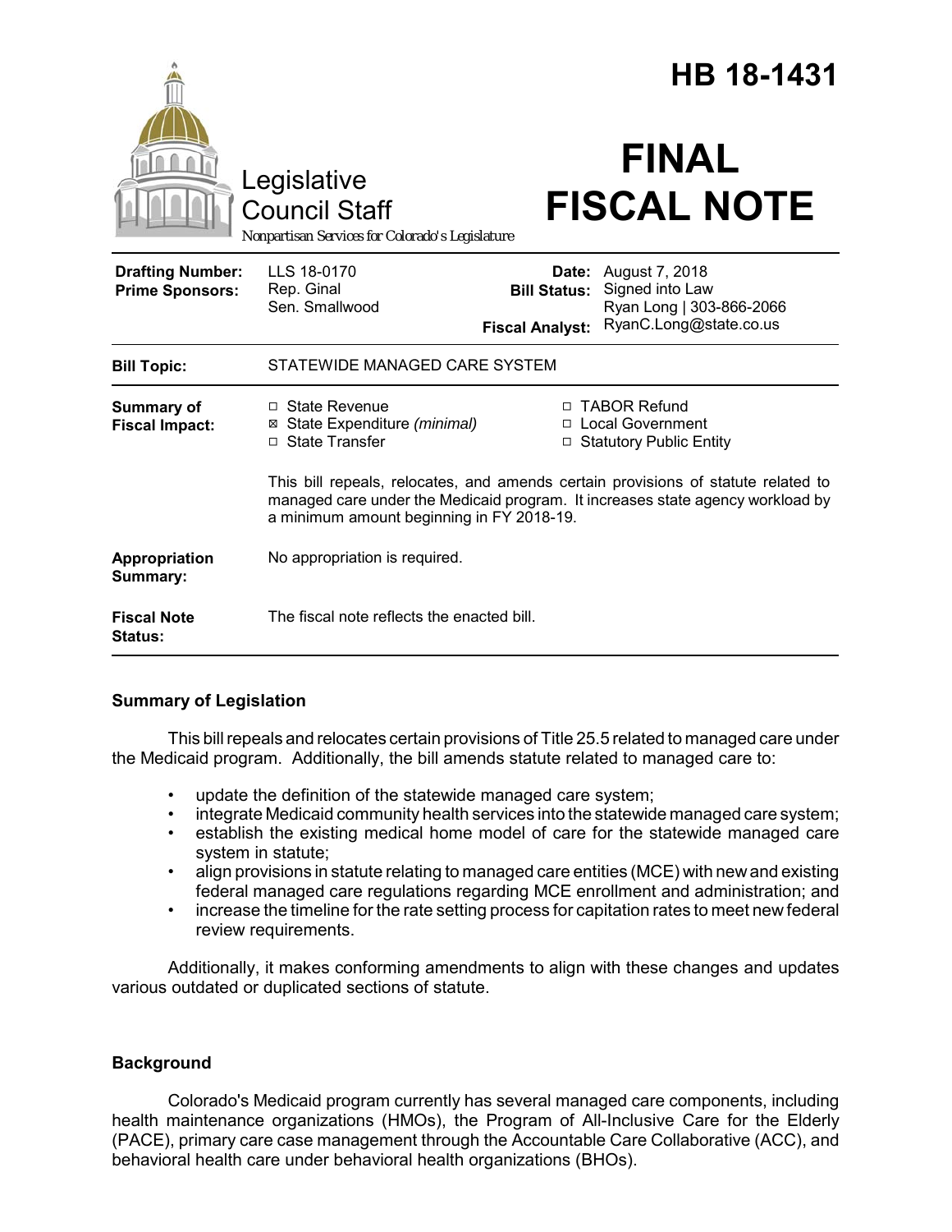# HB 18-1431

Legislative Council Staff
*Nonpartisan Services for Colorado's Legislature*

# FINAL FISCAL NOTE

| | | | |
|---|---|---|---|
| **Drafting Number:** | LLS 18-0170 | **Date:** | August 7, 2018 |
| **Prime Sponsors:** | Rep. Ginal<br>Sen. Smallwood | **Bill Status:** | Signed into Law |
| | | **Fiscal Analyst:** | Ryan Long \| 303-866-2066<br>RyanC.Long@state.co.us |

| | |
|---|---|
| **Bill Topic:** | STATEWIDE MANAGED CARE SYSTEM |
| **Summary of Fiscal Impact:** | ☐ State Revenue ☒ State Expenditure *(minimal)* ☐ State Transfer ☐ TABOR Refund ☐ Local Government ☐ Statutory Public Entity<br><br>This bill repeals, relocates, and amends certain provisions of statute related to managed care under the Medicaid program. It increases state agency workload by a minimum amount beginning in FY 2018-19. |
| **Appropriation Summary:** | No appropriation is required. |
| **Fiscal Note Status:** | The fiscal note reflects the enacted bill. |

## Summary of Legislation

This bill repeals and relocates certain provisions of Title 25.5 related to managed care under the Medicaid program. Additionally, the bill amends statute related to managed care to:

- update the definition of the statewide managed care system;
- integrate Medicaid community health services into the statewide managed care system;
- establish the existing medical home model of care for the statewide managed care system in statute;
- align provisions in statute relating to managed care entities (MCE) with new and existing federal managed care regulations regarding MCE enrollment and administration; and
- increase the timeline for the rate setting process for capitation rates to meet new federal review requirements.

Additionally, it makes conforming amendments to align with these changes and updates various outdated or duplicated sections of statute.

## Background

Colorado's Medicaid program currently has several managed care components, including health maintenance organizations (HMOs), the Program of All-Inclusive Care for the Elderly (PACE), primary care case management through the Accountable Care Collaborative (ACC), and behavioral health care under behavioral health organizations (BHOs).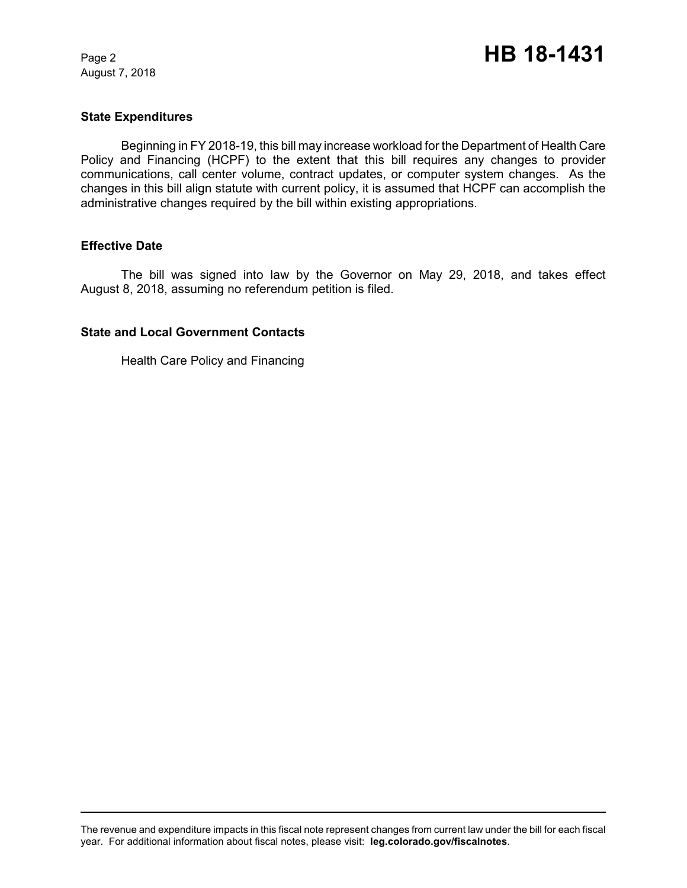### State Expenditures

Beginning in FY 2018-19, this bill may increase workload for the Department of Health Care Policy and Financing (HCPF) to the extent that this bill requires any changes to provider communications, call center volume, contract updates, or computer system changes. As the changes in this bill align statute with current policy, it is assumed that HCPF can accomplish the administrative changes required by the bill within existing appropriations.

### Effective Date

The bill was signed into law by the Governor on May 29, 2018, and takes effect August 8, 2018, assuming no referendum petition is filed.

### State and Local Government Contacts

Health Care Policy and Financing

The revenue and expenditure impacts in this fiscal note represent changes from current law under the bill for each fiscal year. For additional information about fiscal notes, please visit: **leg.colorado.gov/fiscalnotes**.